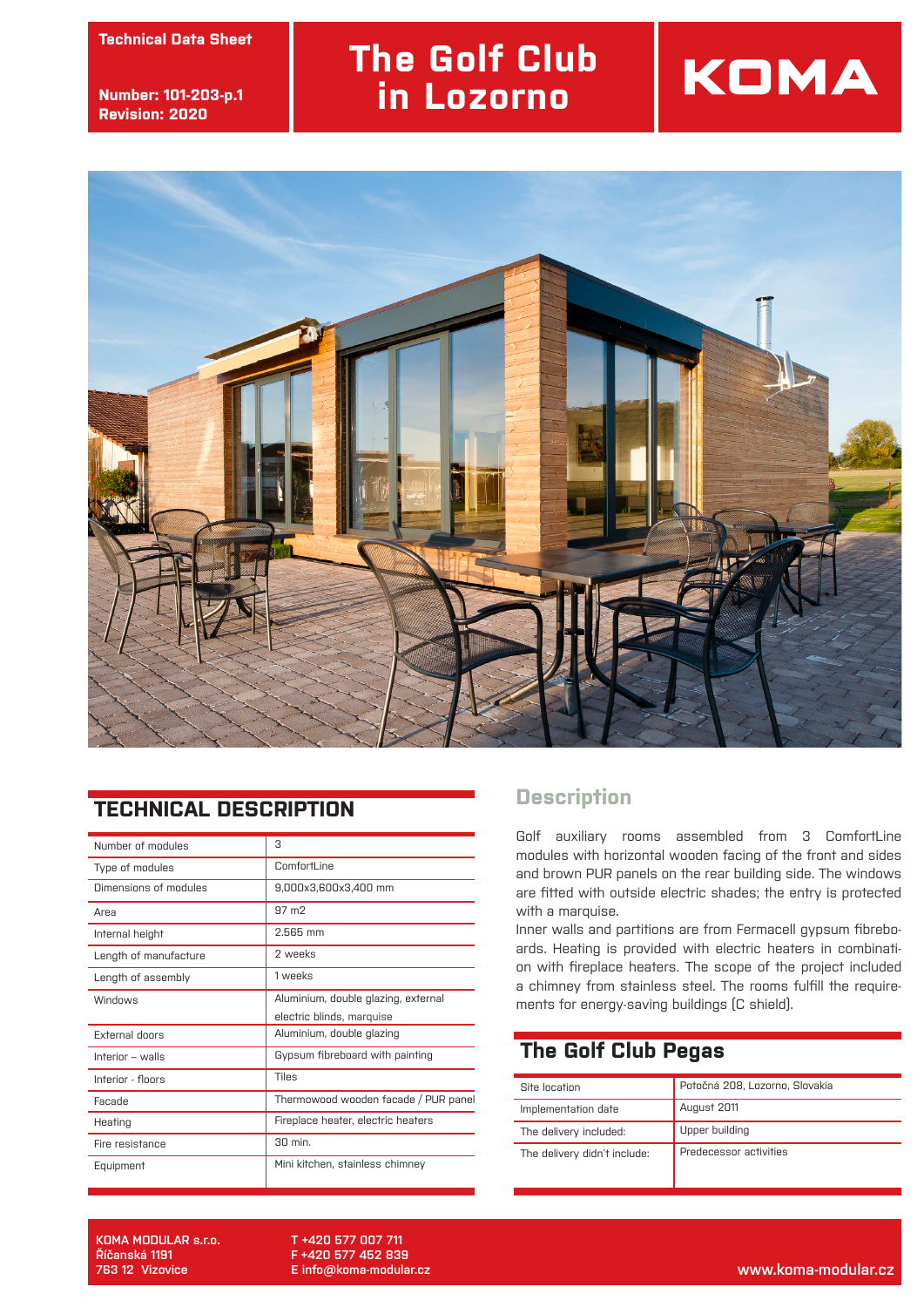Technical Data Sheet

Number: 101-203-p.1
Revision: 2020

# The Golf Club in Lozorno

KOMA

## TECHNICAL DESCRIPTION

| | |
|---|---|
| Number of modules | 3 |
| Type of modules | ComfortLine |
| Dimensions of modules | 9,000x3,600x3,400 mm |
| Area | 97 m2 |
| Internal height | 2.565 mm |
| Length of manufacture | 2 weeks |
| Length of assembly | 1 weeks |
| Windows | Aluminium, double glazing, external electric blinds, marquise |
| External doors | Aluminium, double glazing |
| Interior – walls | Gypsum fibreboard with painting |
| Interior - floors | Tiles |
| Facade | Thermowood wooden facade / PUR panel |
| Heating | Fireplace heater, electric heaters |
| Fire resistance | 30 min. |
| Equipment | Mini kitchen, stainless chimney |

## Description

Golf auxiliary rooms assembled from 3 ComfortLine modules with horizontal wooden facing of the front and sides and brown PUR panels on the rear building side. The windows are fitted with outside electric shades; the entry is protected with a marquise.

Inner walls and partitions are from Fermacell gypsum fibreboards. Heating is provided with electric heaters in combination with fireplace heaters. The scope of the project included a chimney from stainless steel. The rooms fulfill the requirements for energy-saving buildings (C shield).

## The Golf Club Pegas

| | |
|---|---|
| Site location | Potočná 208, Lozorno, Slovakia |
| Implementation date | August 2011 |
| The delivery included: | Upper building |
| The delivery didn´t include: | Predecessor activities |

KOMA MODULAR s.r.o.
Říčanská 1191
763 12 Vizovice

T +420 577 007 711
F +420 577 452 839
E info@koma-modular.cz

www.koma-modular.cz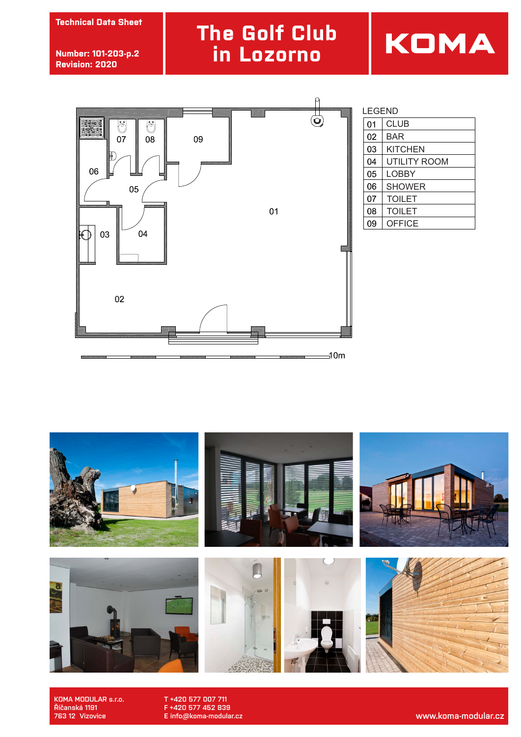Technical Data Sheet

Number: 101-203-p.2
Revision: 2020

# The Golf Club in Lozorno

KOMA

LEGEND

| | |
|---|---|
| 01 | CLUB |
| 02 | BAR |
| 03 | KITCHEN |
| 04 | UTILITY ROOM |
| 05 | LOBBY |
| 06 | SHOWER |
| 07 | TOILET |
| 08 | TOILET |
| 09 | OFFICE |

10m

KOMA MODULAR s.r.o.
Říčanská 1191
763 12 Vizovice

T +420 577 007 711
F +420 577 452 839
E info@koma-modular.cz

www.koma-modular.cz